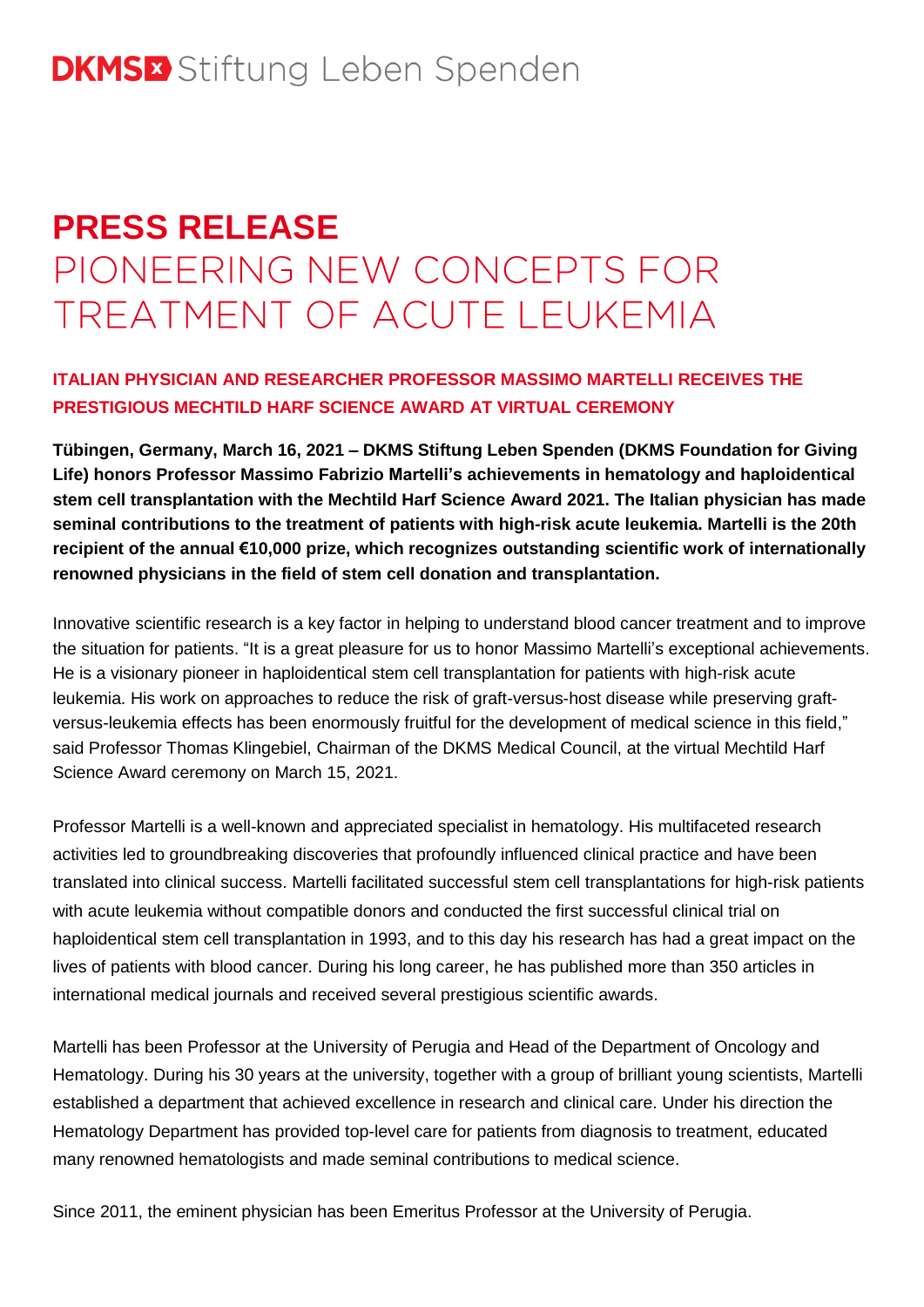DKMS Stiftung Leben Spenden

# PRESS RELEASE

# PIONEERING NEW CONCEPTS FOR TREATMENT OF ACUTE LEUKEMIA

## ITALIAN PHYSICIAN AND RESEARCHER PROFESSOR MASSIMO MARTELLI RECEIVES THE PRESTIGIOUS MECHTILD HARF SCIENCE AWARD AT VIRTUAL CEREMONY

**Tübingen, Germany, March 16, 2021 – DKMS Stiftung Leben Spenden (DKMS Foundation for Giving Life) honors Professor Massimo Fabrizio Martelli's achievements in hematology and haploidentical stem cell transplantation with the Mechtild Harf Science Award 2021. The Italian physician has made seminal contributions to the treatment of patients with high-risk acute leukemia. Martelli is the 20th recipient of the annual €10,000 prize, which recognizes outstanding scientific work of internationally renowned physicians in the field of stem cell donation and transplantation.**

Innovative scientific research is a key factor in helping to understand blood cancer treatment and to improve the situation for patients. "It is a great pleasure for us to honor Massimo Martelli's exceptional achievements. He is a visionary pioneer in haploidentical stem cell transplantation for patients with high-risk acute leukemia. His work on approaches to reduce the risk of graft-versus-host disease while preserving graft-versus-leukemia effects has been enormously fruitful for the development of medical science in this field," said Professor Thomas Klingebiel, Chairman of the DKMS Medical Council, at the virtual Mechtild Harf Science Award ceremony on March 15, 2021.

Professor Martelli is a well-known and appreciated specialist in hematology. His multifaceted research activities led to groundbreaking discoveries that profoundly influenced clinical practice and have been translated into clinical success. Martelli facilitated successful stem cell transplantations for high-risk patients with acute leukemia without compatible donors and conducted the first successful clinical trial on haploidentical stem cell transplantation in 1993, and to this day his research has had a great impact on the lives of patients with blood cancer. During his long career, he has published more than 350 articles in international medical journals and received several prestigious scientific awards.

Martelli has been Professor at the University of Perugia and Head of the Department of Oncology and Hematology. During his 30 years at the university, together with a group of brilliant young scientists, Martelli established a department that achieved excellence in research and clinical care. Under his direction the Hematology Department has provided top-level care for patients from diagnosis to treatment, educated many renowned hematologists and made seminal contributions to medical science.

Since 2011, the eminent physician has been Emeritus Professor at the University of Perugia.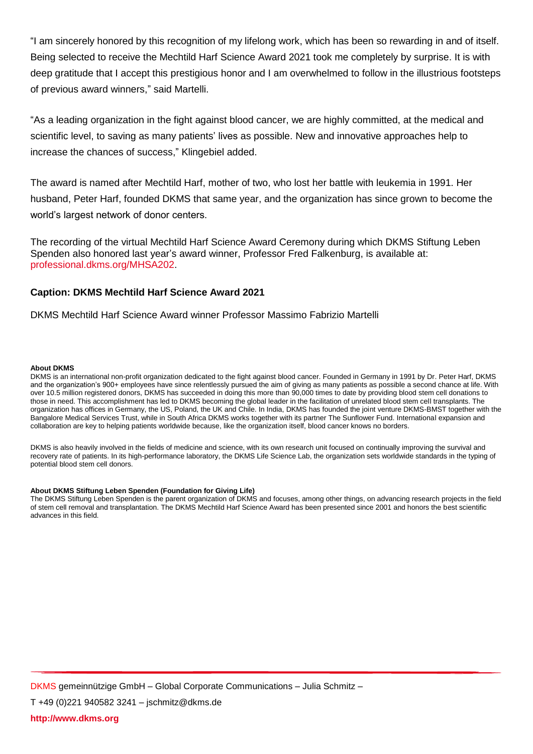"I am sincerely honored by this recognition of my lifelong work, which has been so rewarding in and of itself. Being selected to receive the Mechtild Harf Science Award 2021 took me completely by surprise. It is with deep gratitude that I accept this prestigious honor and I am overwhelmed to follow in the illustrious footsteps of previous award winners," said Martelli.

"As a leading organization in the fight against blood cancer, we are highly committed, at the medical and scientific level, to saving as many patients' lives as possible. New and innovative approaches help to increase the chances of success," Klingebiel added.

The award is named after Mechtild Harf, mother of two, who lost her battle with leukemia in 1991. Her husband, Peter Harf, founded DKMS that same year, and the organization has since grown to become the world's largest network of donor centers.

The recording of the virtual Mechtild Harf Science Award Ceremony during which DKMS Stiftung Leben Spenden also honored last year's award winner, Professor Fred Falkenburg, is available at: professional.dkms.org/MHSA202.

**Caption: DKMS Mechtild Harf Science Award 2021**

DKMS Mechtild Harf Science Award winner Professor Massimo Fabrizio Martelli

**About DKMS**

DKMS is an international non-profit organization dedicated to the fight against blood cancer. Founded in Germany in 1991 by Dr. Peter Harf, DKMS and the organization's 900+ employees have since relentlessly pursued the aim of giving as many patients as possible a second chance at life. With over 10.5 million registered donors, DKMS has succeeded in doing this more than 90,000 times to date by providing blood stem cell donations to those in need. This accomplishment has led to DKMS becoming the global leader in the facilitation of unrelated blood stem cell transplants. The organization has offices in Germany, the US, Poland, the UK and Chile. In India, DKMS has founded the joint venture DKMS-BMST together with the Bangalore Medical Services Trust, while in South Africa DKMS works together with its partner The Sunflower Fund. International expansion and collaboration are key to helping patients worldwide because, like the organization itself, blood cancer knows no borders.

DKMS is also heavily involved in the fields of medicine and science, with its own research unit focused on continually improving the survival and recovery rate of patients. In its high-performance laboratory, the DKMS Life Science Lab, the organization sets worldwide standards in the typing of potential blood stem cell donors.

**About DKMS Stiftung Leben Spenden (Foundation for Giving Life)**

The DKMS Stiftung Leben Spenden is the parent organization of DKMS and focuses, among other things, on advancing research projects in the field of stem cell removal and transplantation. The DKMS Mechtild Harf Science Award has been presented since 2001 and honors the best scientific advances in this field.

DKMS gemeinnützige GmbH – Global Corporate Communications – Julia Schmitz –

T +49 (0)221 940582 3241 – jschmitz@dkms.de

**http://www.dkms.org**